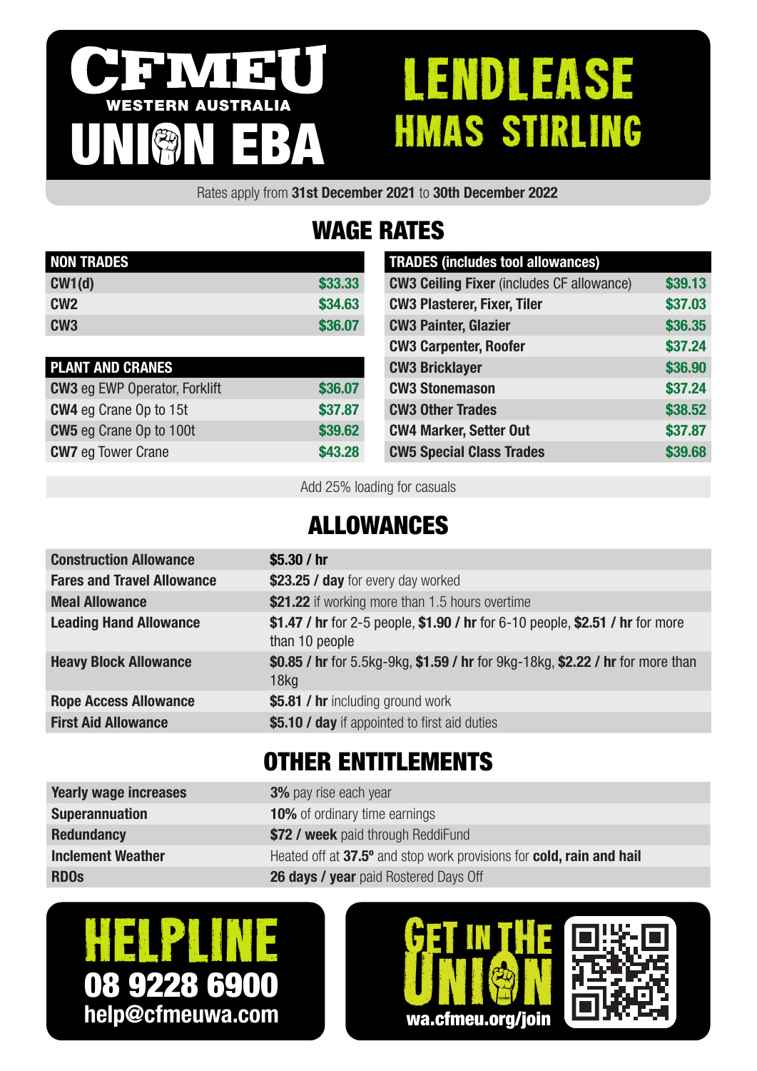# CFMEU WESTERN AUSTRALIA UNION EBA

# LENDLEASE HMAS STIRLING

Rates apply from **31st December 2021** to **30th December 2022**

## WAGE RATES

| NON TRADES | |
|---|---|
| **CW1(d)** | $33.33 |
| **CW2** | $34.63 |
| **CW3** | $36.07 |

| PLANT AND CRANES | |
|---|---|
| **CW3** eg EWP Operator, Forklift | $36.07 |
| **CW4** eg Crane Op to 15t | $37.87 |
| **CW5** eg Crane Op to 100t | $39.62 |
| **CW7** eg Tower Crane | $43.28 |

| TRADES (includes tool allowances) | |
|---|---|
| **CW3 Ceiling Fixer** (includes CF allowance) | $39.13 |
| **CW3 Plasterer, Fixer, Tiler** | $37.03 |
| **CW3 Painter, Glazier** | $36.35 |
| **CW3 Carpenter, Roofer** | $37.24 |
| **CW3 Bricklayer** | $36.90 |
| **CW3 Stonemason** | $37.24 |
| **CW3 Other Trades** | $38.52 |
| **CW4 Marker, Setter Out** | $37.87 |
| **CW5 Special Class Trades** | $39.68 |

Add 25% loading for casuals

## ALLOWANCES

| | |
|---|---|
| **Construction Allowance** | **$5.30 / hr** |
| **Fares and Travel Allowance** | **$23.25 / day** for every day worked |
| **Meal Allowance** | **$21.22** if working more than 1.5 hours overtime |
| **Leading Hand Allowance** | **$1.47 / hr** for 2-5 people, **$1.90 / hr** for 6-10 people, **$2.51 / hr** for more than 10 people |
| **Heavy Block Allowance** | **$0.85 / hr** for 5.5kg-9kg, **$1.59 / hr** for 9kg-18kg, **$2.22 / hr** for more than 18kg |
| **Rope Access Allowance** | **$5.81 / hr** including ground work |
| **First Aid Allowance** | **$5.10 / day** if appointed to first aid duties |

## OTHER ENTITLEMENTS

| | |
|---|---|
| **Yearly wage increases** | **3%** pay rise each year |
| **Superannuation** | **10%** of ordinary time earnings |
| **Redundancy** | **$72 / week** paid through ReddiFund |
| **Inclement Weather** | Heated off at **37.5º** and stop work provisions for **cold, rain and hail** |
| **RDOs** | **26 days / year** paid Rostered Days Off |

**HELPLINE**
**08 9228 6900**
**help@cfmeuwa.com**

**GET IN THE UNION**
**wa.cfmeu.org/join**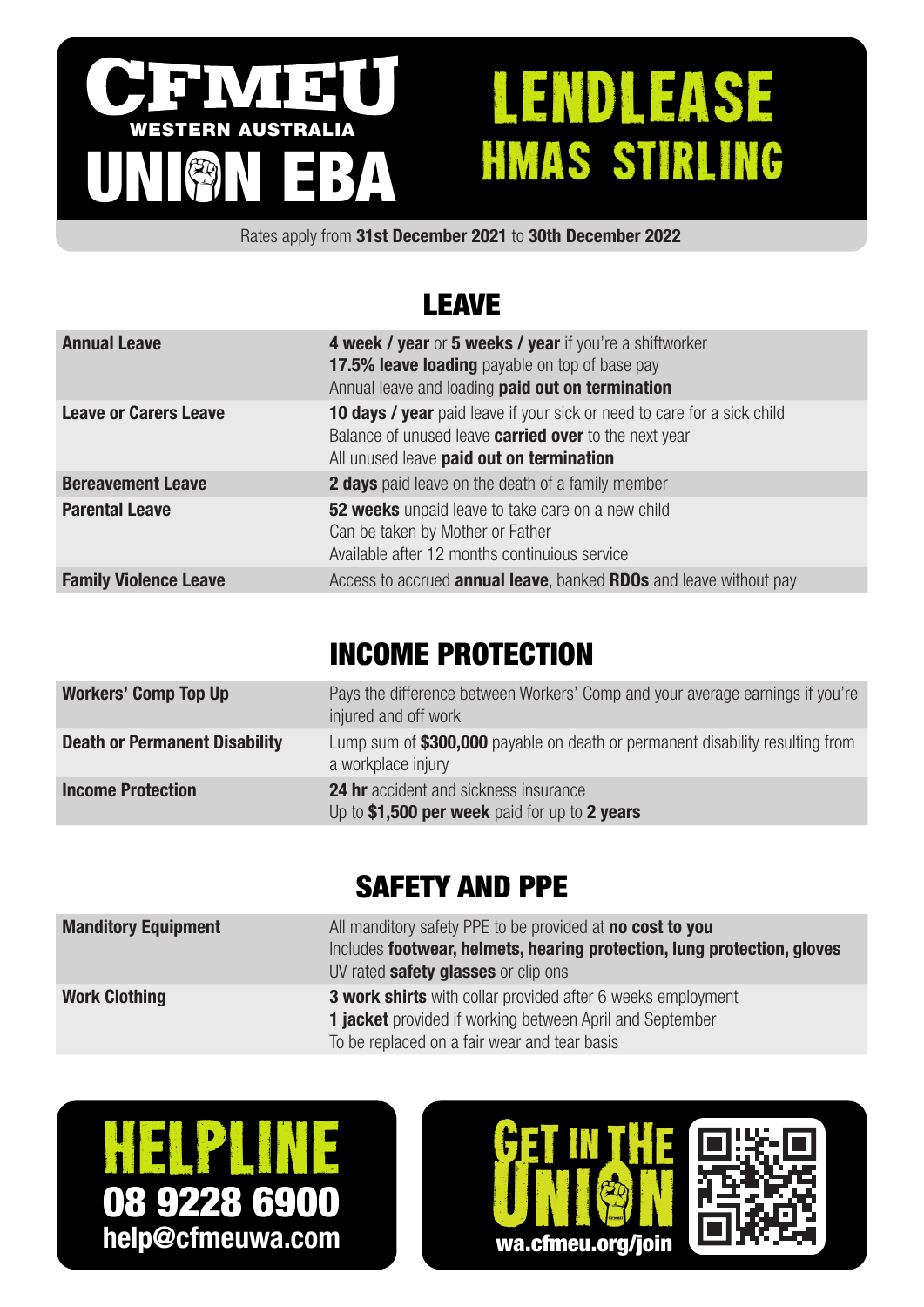# CFMEU WESTERN AUSTRALIA UNION EBA

# LENDLEASE HMAS STIRLING

Rates apply from **31st December 2021** to **30th December 2022**

## LEAVE

| | |
|---|---|
| **Annual Leave** | **4 week / year** or **5 weeks / year** if you're a shiftworker<br>**17.5% leave loading** payable on top of base pay<br>Annual leave and loading **paid out on termination** |
| **Leave or Carers Leave** | **10 days / year** paid leave if your sick or need to care for a sick child<br>Balance of unused leave **carried over** to the next year<br>All unused leave **paid out on termination** |
| **Bereavement Leave** | **2 days** paid leave on the death of a family member |
| **Parental Leave** | **52 weeks** unpaid leave to take care on a new child<br>Can be taken by Mother or Father<br>Available after 12 months continuious service |
| **Family Violence Leave** | Access to accrued **annual leave**, banked **RDOs** and leave without pay |

## INCOME PROTECTION

| | |
|---|---|
| **Workers' Comp Top Up** | Pays the difference between Workers' Comp and your average earnings if you're injured and off work |
| **Death or Permanent Disability** | Lump sum of **$300,000** payable on death or permanent disability resulting from a workplace injury |
| **Income Protection** | **24 hr** accident and sickness insurance<br>Up to **$1,500 per week** paid for up to **2 years** |

## SAFETY AND PPE

| | |
|---|---|
| **Manditory Equipment** | All manditory safety PPE to be provided at **no cost to you**<br>Includes **footwear, helmets, hearing protection, lung protection, gloves**<br>UV rated **safety glasses** or clip ons |
| **Work Clothing** | **3 work shirts** with collar provided after 6 weeks employment<br>**1 jacket** provided if working between April and September<br>To be replaced on a fair wear and tear basis |

**HELPLINE**
**08 9228 6900**
**help@cfmeuwa.com**

**GET IN THE UNION**
**wa.cfmeu.org/join**